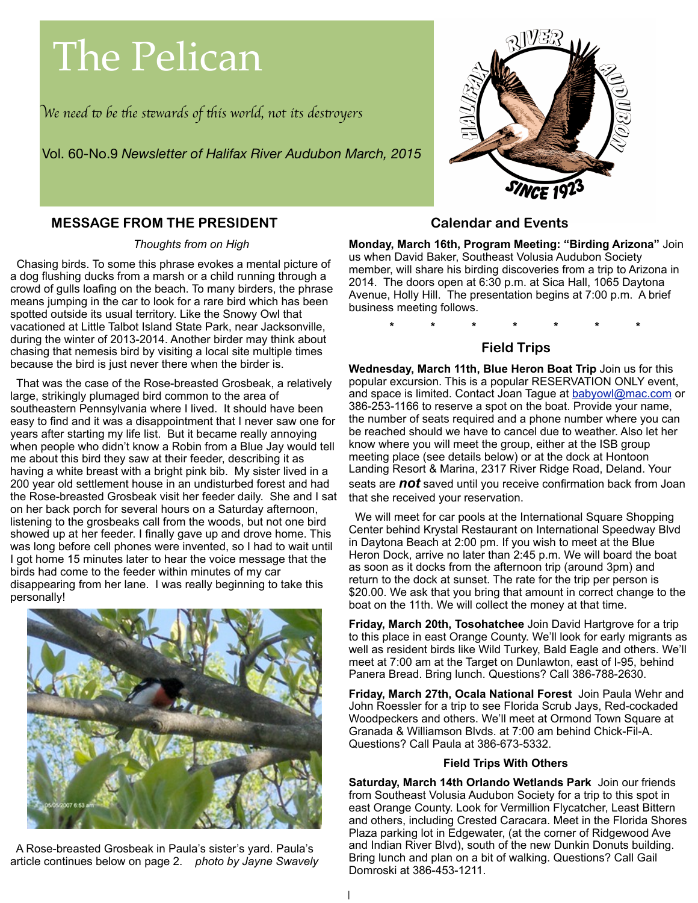# The Pelican

*We need to be the stewards of this world, not its destroyers*

Vol. 60-No.9 *Newsletter of Halifax River Audubon March, 2015*

## MESSAGE FROM THE PRESIDENT

*Thoughts from on High*

Chasing birds. To some this phrase evokes a mental picture of a dog flushing ducks from a marsh or a child running through a crowd of gulls loafing on the beach. To many birders, the phrase means jumping in the car to look for a rare bird which has been spotted outside its usual territory. Like the Snowy Owl that vacationed at Little Talbot Island State Park, near Jacksonville, during the winter of 2013-2014. Another birder may think about chasing that nemesis bird by visiting a local site multiple times because the bird is just never there when the birder is.

That was the case of the Rose-breasted Grosbeak, a relatively large, strikingly plumaged bird common to the area of southeastern Pennsylvania where I lived. It should have been easy to find and it was a disappointment that I never saw one for years after starting my life list. But it became really annoying when people who didn't know a Robin from a Blue Jay would tell me about this bird they saw at their feeder, describing it as having a white breast with a bright pink bib. My sister lived in a 200 year old settlement house in an undisturbed forest and had the Rose-breasted Grosbeak visit her feeder daily. She and I sat on her back porch for several hours on a Saturday afternoon, listening to the grosbeaks call from the woods, but not one bird showed up at her feeder. I finally gave up and drove home. This was long before cell phones were invented, so I had to wait until I got home 15 minutes later to hear the voice message that the birds had come to the feeder within minutes of my car disappearing from her lane. I was really beginning to take this personally!

A Rose-breasted Grosbeak in Paula's sister's yard. Paula's article continues below on page 2. *photo by Jayne Swavely*

## Calendar and Events

**Monday, March 16th, Program Meeting: "Birding Arizona"** Join us when David Baker, Southeast Volusia Audubon Society member, will share his birding discoveries from a trip to Arizona in 2014. The doors open at 6:30 p.m. at Sica Hall, 1065 Daytona Avenue, Holly Hill. The presentation begins at 7:00 p.m. A brief business meeting follows.

\* \* \* \* \* \* \*

## Field Trips

**Wednesday, March 11th, Blue Heron Boat Trip** Join us for this popular excursion. This is a popular RESERVATION ONLY event, and space is limited. Contact Joan Tague at babyowl@mac.com or 386-253-1166 to reserve a spot on the boat. Provide your name, the number of seats required and a phone number where you can be reached should we have to cancel due to weather. Also let her know where you will meet the group, either at the ISB group meeting place (see details below) or at the dock at Hontoon Landing Resort & Marina, 2317 River Ridge Road, Deland. Your seats are ***not*** saved until you receive confirmation back from Joan that she received your reservation.

We will meet for car pools at the International Square Shopping Center behind Krystal Restaurant on International Speedway Blvd in Daytona Beach at 2:00 pm. If you wish to meet at the Blue Heron Dock, arrive no later than 2:45 p.m. We will board the boat as soon as it docks from the afternoon trip (around 3pm) and return to the dock at sunset. The rate for the trip per person is $20.00. We ask that you bring that amount in correct change to the boat on the 11th. We will collect the money at that time.

**Friday, March 20th, Tosohatchee** Join David Hartgrove for a trip to this place in east Orange County. We'll look for early migrants as well as resident birds like Wild Turkey, Bald Eagle and others. We'll meet at 7:00 am at the Target on Dunlawton, east of I-95, behind Panera Bread. Bring lunch. Questions? Call 386-788-2630.

**Friday, March 27th, Ocala National Forest** Join Paula Wehr and John Roessler for a trip to see Florida Scrub Jays, Red-cockaded Woodpeckers and others. We'll meet at Ormond Town Square at Granada & Williamson Blvds. at 7:00 am behind Chick-Fil-A. Questions? Call Paula at 386-673-5332.

### Field Trips With Others

**Saturday, March 14th Orlando Wetlands Park** Join our friends from Southeast Volusia Audubon Society for a trip to this spot in east Orange County. Look for Vermillion Flycatcher, Least Bittern and others, including Crested Caracara. Meet in the Florida Shores Plaza parking lot in Edgewater, (at the corner of Ridgewood Ave and Indian River Blvd), south of the new Dunkin Donuts building. Bring lunch and plan on a bit of walking. Questions? Call Gail Domroski at 386-453-1211.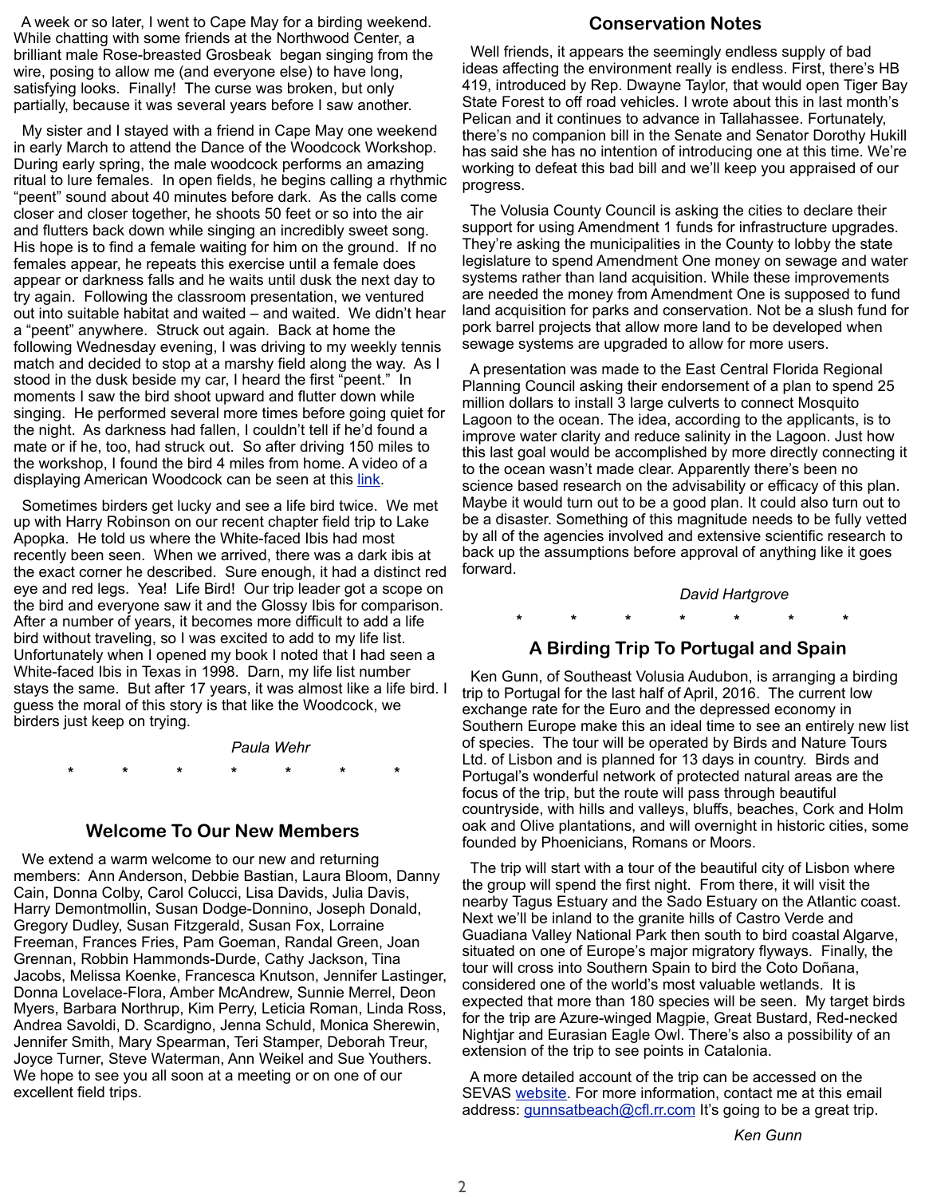A week or so later, I went to Cape May for a birding weekend. While chatting with some friends at the Northwood Center, a brilliant male Rose-breasted Grosbeak began singing from the wire, posing to allow me (and everyone else) to have long, satisfying looks. Finally! The curse was broken, but only partially, because it was several years before I saw another.

My sister and I stayed with a friend in Cape May one weekend in early March to attend the Dance of the Woodcock Workshop. During early spring, the male woodcock performs an amazing ritual to lure females. In open fields, he begins calling a rhythmic "peent" sound about 40 minutes before dark. As the calls come closer and closer together, he shoots 50 feet or so into the air and flutters back down while singing an incredibly sweet song. His hope is to find a female waiting for him on the ground. If no females appear, he repeats this exercise until a female does appear or darkness falls and he waits until dusk the next day to try again. Following the classroom presentation, we ventured out into suitable habitat and waited – and waited. We didn't hear a "peent" anywhere. Struck out again. Back at home the following Wednesday evening, I was driving to my weekly tennis match and decided to stop at a marshy field along the way. As I stood in the dusk beside my car, I heard the first "peent." In moments I saw the bird shoot upward and flutter down while singing. He performed several more times before going quiet for the night. As darkness had fallen, I couldn't tell if he'd found a mate or if he, too, had struck out. So after driving 150 miles to the workshop, I found the bird 4 miles from home. A video of a displaying American Woodcock can be seen at this link.

Sometimes birders get lucky and see a life bird twice. We met up with Harry Robinson on our recent chapter field trip to Lake Apopka. He told us where the White-faced Ibis had most recently been seen. When we arrived, there was a dark ibis at the exact corner he described. Sure enough, it had a distinct red eye and red legs. Yea! Life Bird! Our trip leader got a scope on the bird and everyone saw it and the Glossy Ibis for comparison. After a number of years, it becomes more difficult to add a life bird without traveling, so I was excited to add to my life list. Unfortunately when I opened my book I noted that I had seen a White-faced Ibis in Texas in 1998. Darn, my life list number stays the same. But after 17 years, it was almost like a life bird. I guess the moral of this story is that like the Woodcock, we birders just keep on trying.

*Paula Wehr*

\* \* \* \* \* \* \*

## Welcome To Our New Members

We extend a warm welcome to our new and returning members: Ann Anderson, Debbie Bastian, Laura Bloom, Danny Cain, Donna Colby, Carol Colucci, Lisa Davids, Julia Davis, Harry Demontmollin, Susan Dodge-Donnino, Joseph Donald, Gregory Dudley, Susan Fitzgerald, Susan Fox, Lorraine Freeman, Frances Fries, Pam Goeman, Randal Green, Joan Grennan, Robbin Hammonds-Durde, Cathy Jackson, Tina Jacobs, Melissa Koenke, Francesca Knutson, Jennifer Lastinger, Donna Lovelace-Flora, Amber McAndrew, Sunnie Merrel, Deon Myers, Barbara Northrup, Kim Perry, Leticia Roman, Linda Ross, Andrea Savoldi, D. Scardigno, Jenna Schuld, Monica Sherewin, Jennifer Smith, Mary Spearman, Teri Stamper, Deborah Treur, Joyce Turner, Steve Waterman, Ann Weikel and Sue Youthers. We hope to see you all soon at a meeting or on one of our excellent field trips.

## Conservation Notes

Well friends, it appears the seemingly endless supply of bad ideas affecting the environment really is endless. First, there's HB 419, introduced by Rep. Dwayne Taylor, that would open Tiger Bay State Forest to off road vehicles. I wrote about this in last month's Pelican and it continues to advance in Tallahassee. Fortunately, there's no companion bill in the Senate and Senator Dorothy Hukill has said she has no intention of introducing one at this time. We're working to defeat this bad bill and we'll keep you appraised of our progress.

The Volusia County Council is asking the cities to declare their support for using Amendment 1 funds for infrastructure upgrades. They're asking the municipalities in the County to lobby the state legislature to spend Amendment One money on sewage and water systems rather than land acquisition. While these improvements are needed the money from Amendment One is supposed to fund land acquisition for parks and conservation. Not be a slush fund for pork barrel projects that allow more land to be developed when sewage systems are upgraded to allow for more users.

A presentation was made to the East Central Florida Regional Planning Council asking their endorsement of a plan to spend 25 million dollars to install 3 large culverts to connect Mosquito Lagoon to the ocean. The idea, according to the applicants, is to improve water clarity and reduce salinity in the Lagoon. Just how this last goal would be accomplished by more directly connecting it to the ocean wasn't made clear. Apparently there's been no science based research on the advisability or efficacy of this plan. Maybe it would turn out to be a good plan. It could also turn out to be a disaster. Something of this magnitude needs to be fully vetted by all of the agencies involved and extensive scientific research to back up the assumptions before approval of anything like it goes forward.

*David Hartgrove*

\* \* \* \* \* \* \*

## A Birding Trip To Portugal and Spain

Ken Gunn, of Southeast Volusia Audubon, is arranging a birding trip to Portugal for the last half of April, 2016. The current low exchange rate for the Euro and the depressed economy in Southern Europe make this an ideal time to see an entirely new list of species. The tour will be operated by Birds and Nature Tours Ltd. of Lisbon and is planned for 13 days in country. Birds and Portugal's wonderful network of protected natural areas are the focus of the trip, but the route will pass through beautiful countryside, with hills and valleys, bluffs, beaches, Cork and Holm oak and Olive plantations, and will overnight in historic cities, some founded by Phoenicians, Romans or Moors.

The trip will start with a tour of the beautiful city of Lisbon where the group will spend the first night. From there, it will visit the nearby Tagus Estuary and the Sado Estuary on the Atlantic coast. Next we'll be inland to the granite hills of Castro Verde and Guadiana Valley National Park then south to bird coastal Algarve, situated on one of Europe's major migratory flyways. Finally, the tour will cross into Southern Spain to bird the Coto Doñana, considered one of the world's most valuable wetlands. It is expected that more than 180 species will be seen. My target birds for the trip are Azure-winged Magpie, Great Bustard, Red-necked Nightjar and Eurasian Eagle Owl. There's also a possibility of an extension of the trip to see points in Catalonia.

A more detailed account of the trip can be accessed on the SEVAS website. For more information, contact me at this email address: gunnsatbeach@cfl.rr.com It's going to be a great trip.

*Ken Gunn*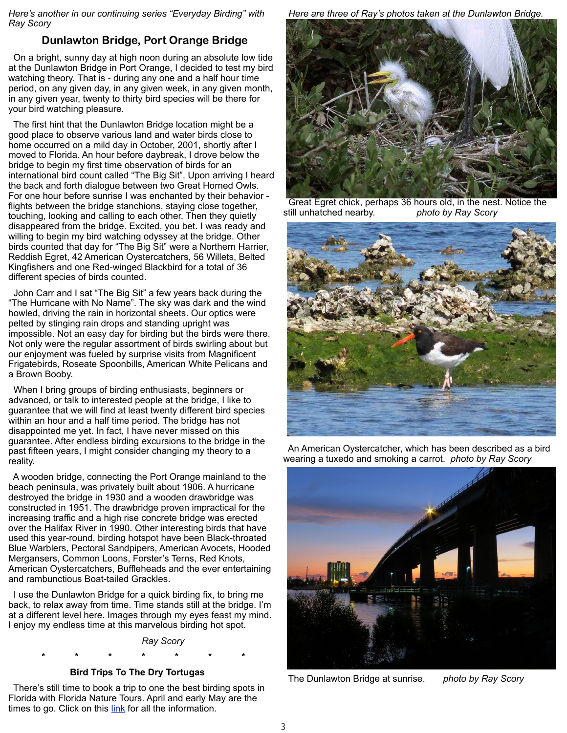*Here's another in our continuing series "Everyday Birding" with Ray Scory*

## Dunlawton Bridge, Port Orange Bridge

On a bright, sunny day at high noon during an absolute low tide at the Dunlawton Bridge in Port Orange, I decided to test my bird watching theory. That is - during any one and a half hour time period, on any given day, in any given week, in any given month, in any given year, twenty to thirty bird species will be there for your bird watching pleasure.

The first hint that the Dunlawton Bridge location might be a good place to observe various land and water birds close to home occurred on a mild day in October, 2001, shortly after I moved to Florida. An hour before daybreak, I drove below the bridge to begin my first time observation of birds for an international bird count called "The Big Sit". Upon arriving I heard the back and forth dialogue between two Great Horned Owls. For one hour before sunrise I was enchanted by their behavior - flights between the bridge stanchions, staying close together, touching, looking and calling to each other. Then they quietly disappeared from the bridge. Excited, you bet. I was ready and willing to begin my bird watching odyssey at the bridge. Other birds counted that day for "The Big Sit" were a Northern Harrier, Reddish Egret, 42 American Oystercatchers, 56 Willets, Belted Kingfishers and one Red-winged Blackbird for a total of 36 different species of birds counted.

John Carr and I sat "The Big Sit" a few years back during the "The Hurricane with No Name". The sky was dark and the wind howled, driving the rain in horizontal sheets. Our optics were pelted by stinging rain drops and standing upright was impossible. Not an easy day for birding but the birds were there. Not only were the regular assortment of birds swirling about but our enjoyment was fueled by surprise visits from Magnificent Frigatebirds, Roseate Spoonbills, American White Pelicans and a Brown Booby.

When I bring groups of birding enthusiasts, beginners or advanced, or talk to interested people at the bridge, I like to guarantee that we will find at least twenty different bird species within an hour and a half time period. The bridge has not disappointed me yet. In fact, I have never missed on this guarantee. After endless birding excursions to the bridge in the past fifteen years, I might consider changing my theory to a reality.

A wooden bridge, connecting the Port Orange mainland to the beach peninsula, was privately built about 1906. A hurricane destroyed the bridge in 1930 and a wooden drawbridge was constructed in 1951. The drawbridge proven impractical for the increasing traffic and a high rise concrete bridge was erected over the Halifax River in 1990. Other interesting birds that have used this year-round, birding hotspot have been Black-throated Blue Warblers, Pectoral Sandpipers, American Avocets, Hooded Mergansers, Common Loons, Forster's Terns, Red Knots, American Oystercatchers, Buffleheads and the ever entertaining and rambunctious Boat-tailed Grackles.

I use the Dunlawton Bridge for a quick birding fix, to bring me back, to relax away from time. Time stands still at the bridge. I'm at a different level here. Images through my eyes feast my mind. I enjoy my endless time at this marvelous birding hot spot.

*Ray Scory*

\* \* \* \* \* \* \*

### Bird Trips To The Dry Tortugas

There's still time to book a trip to one the best birding spots in Florida with Florida Nature Tours. April and early May are the times to go. Click on this [link]() for all the information.

*Here are three of Ray's photos taken at the Dunlawton Bridge.*

Great Egret chick, perhaps 36 hours old, in the nest. Notice the still unhatched nearby. *photo by Ray Scory*

An American Oystercatcher, which has been described as a bird wearing a tuxedo and smoking a carrot. *photo by Ray Scory*

The Dunlawton Bridge at sunrise. *photo by Ray Scory*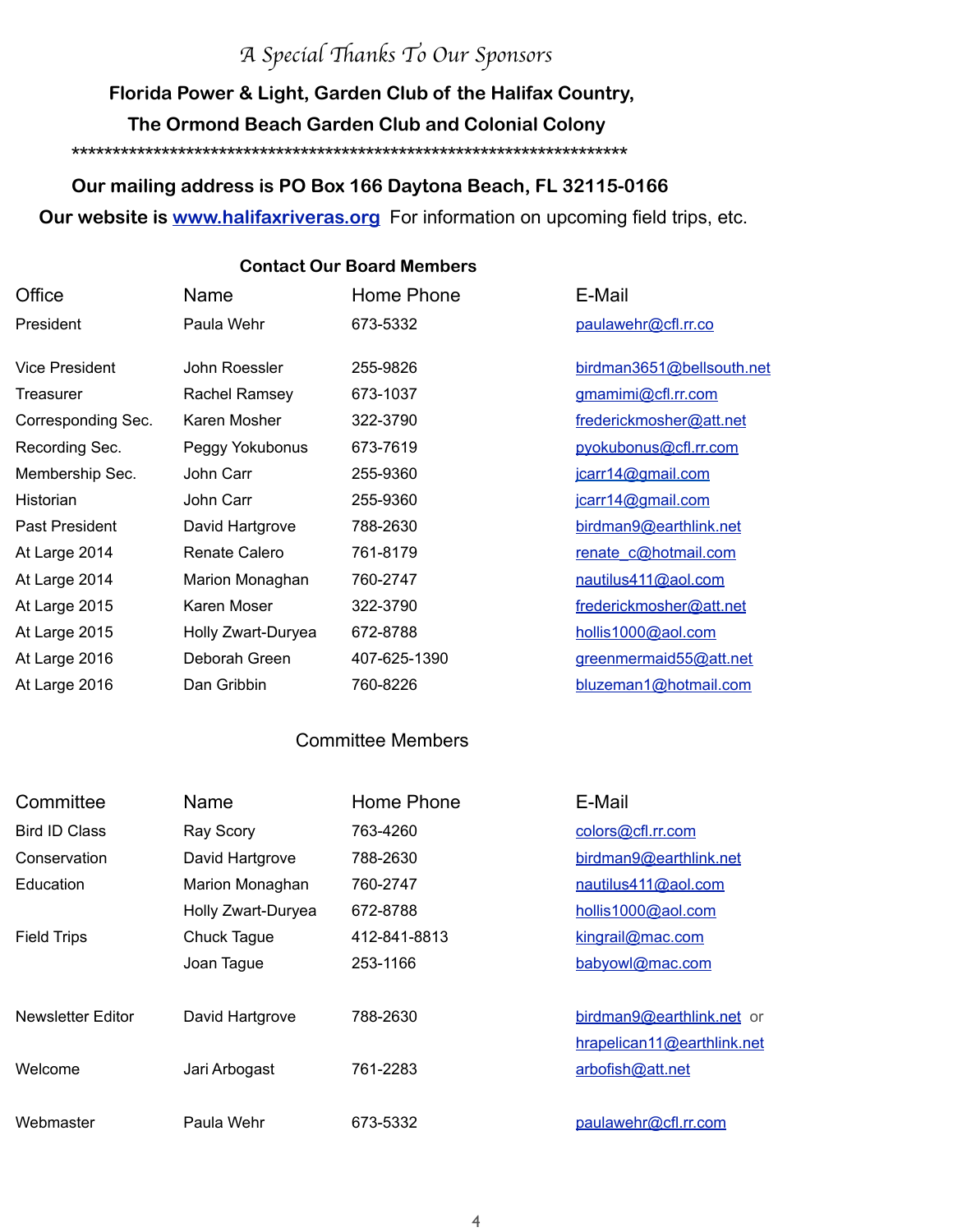## *A Special Thanks To Our Sponsors*

**Florida Power & Light, Garden Club of the Halifax Country,**

**The Ormond Beach Garden Club and Colonial Colony**

**************************************************************************

**Our mailing address is PO Box 166 Daytona Beach, FL 32115-0166**

**Our website is [www.halifaxriveras.org](http://www.halifaxriveras.org)** For information on upcoming field trips, etc.

### Contact Our Board Members

| Office | Name | Home Phone | E-Mail |
|---|---|---|---|
| President | Paula Wehr | 673-5332 | paulawehr@cfl.rr.co |
| Vice President | John Roessler | 255-9826 | birdman3651@bellsouth.net |
| Treasurer | Rachel Ramsey | 673-1037 | gmamimi@cfl.rr.com |
| Corresponding Sec. | Karen Mosher | 322-3790 | frederickmosher@att.net |
| Recording Sec. | Peggy Yokubonus | 673-7619 | pyokubonus@cfl.rr.com |
| Membership Sec. | John Carr | 255-9360 | jcarr14@gmail.com |
| Historian | John Carr | 255-9360 | jcarr14@gmail.com |
| Past President | David Hartgrove | 788-2630 | birdman9@earthlink.net |
| At Large 2014 | Renate Calero | 761-8179 | renate_c@hotmail.com |
| At Large 2014 | Marion Monaghan | 760-2747 | nautilus411@aol.com |
| At Large 2015 | Karen Moser | 322-3790 | frederickmosher@att.net |
| At Large 2015 | Holly Zwart-Duryea | 672-8788 | hollis1000@aol.com |
| At Large 2016 | Deborah Green | 407-625-1390 | greenmermaid55@att.net |
| At Large 2016 | Dan Gribbin | 760-8226 | bluzeman1@hotmail.com |

### Committee Members

| Committee | Name | Home Phone | E-Mail |
|---|---|---|---|
| Bird ID Class | Ray Scory | 763-4260 | colors@cfl.rr.com |
| Conservation | David Hartgrove | 788-2630 | birdman9@earthlink.net |
| Education | Marion Monaghan | 760-2747 | nautilus411@aol.com |
| | Holly Zwart-Duryea | 672-8788 | hollis1000@aol.com |
| Field Trips | Chuck Tague | 412-841-8813 | kingrail@mac.com |
| | Joan Tague | 253-1166 | babyowl@mac.com |
| Newsletter Editor | David Hartgrove | 788-2630 | birdman9@earthlink.net or hrapelican11@earthlink.net |
| Welcome | Jari Arbogast | 761-2283 | arbofish@att.net |
| Webmaster | Paula Wehr | 673-5332 | paulawehr@cfl.rr.com |